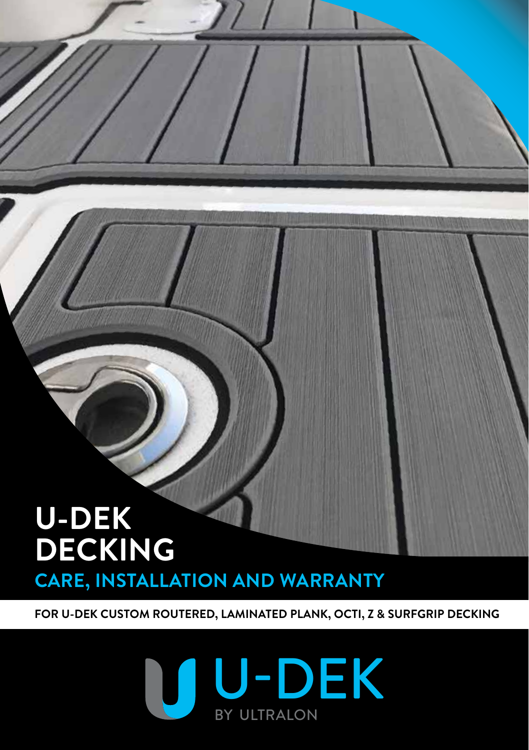# U-DEK DECKING

## CARE, INSTALLATION AND WARRANTY

**FOR U-DEK CUSTOM ROUTERED, LAMINATED PLANK, OCTI, Z & SURFGRIP DECKING**

U-DEK

BY ULTRALON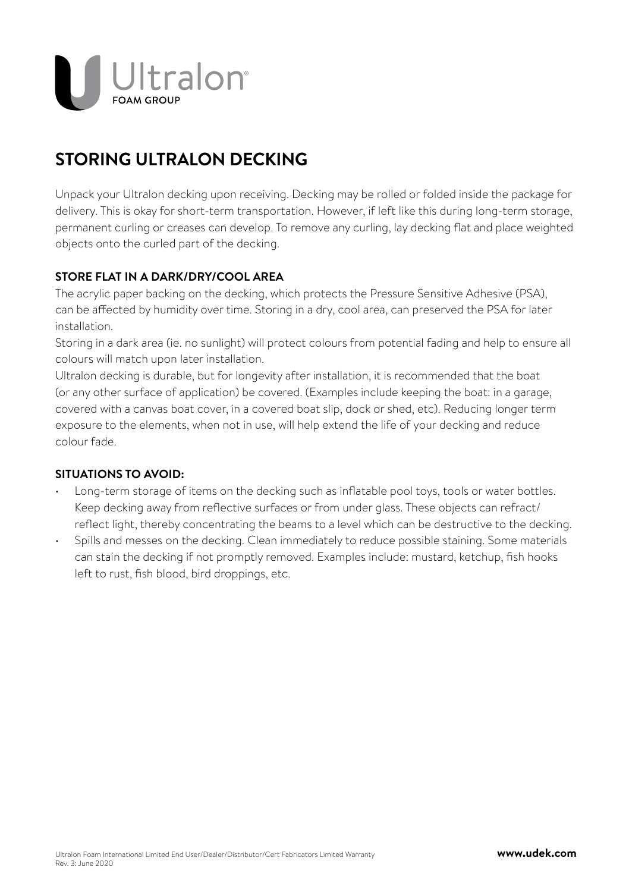# STORING ULTRALON DECKING

Unpack your Ultralon decking upon receiving. Decking may be rolled or folded inside the package for delivery. This is okay for short-term transportation. However, if left like this during long-term storage, permanent curling or creases can develop. To remove any curling, lay decking flat and place weighted objects onto the curled part of the decking.

**STORE FLAT IN A DARK/DRY/COOL AREA**

The acrylic paper backing on the decking, which protects the Pressure Sensitive Adhesive (PSA), can be affected by humidity over time. Storing in a dry, cool area, can preserved the PSA for later installation.

Storing in a dark area (ie. no sunlight) will protect colours from potential fading and help to ensure all colours will match upon later installation.

Ultralon decking is durable, but for longevity after installation, it is recommended that the boat (or any other surface of application) be covered. (Examples include keeping the boat: in a garage, covered with a canvas boat cover, in a covered boat slip, dock or shed, etc). Reducing longer term exposure to the elements, when not in use, will help extend the life of your decking and reduce colour fade.

**SITUATIONS TO AVOID:**

- Long-term storage of items on the decking such as inflatable pool toys, tools or water bottles. Keep decking away from reflective surfaces or from under glass. These objects can refract/reflect light, thereby concentrating the beams to a level which can be destructive to the decking.
- Spills and messes on the decking. Clean immediately to reduce possible staining. Some materials can stain the decking if not promptly removed. Examples include: mustard, ketchup, fish hooks left to rust, fish blood, bird droppings, etc.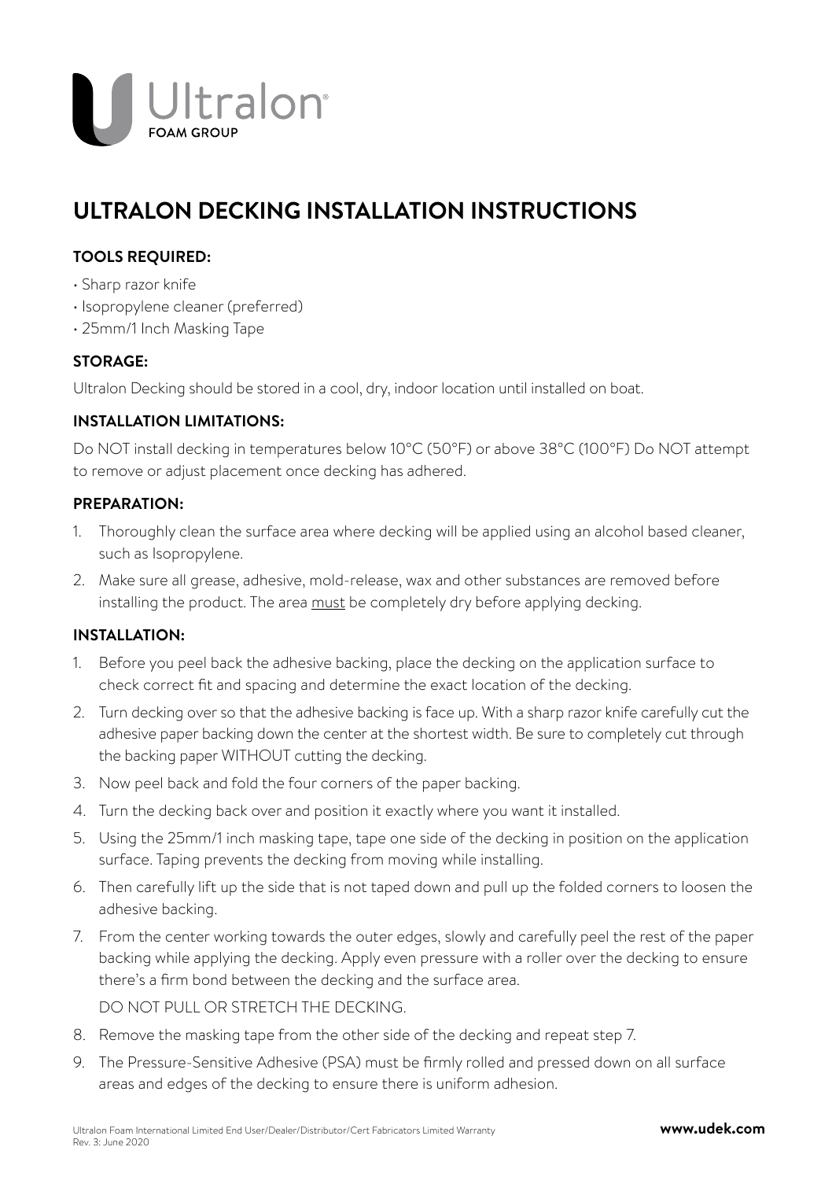# ULTRALON DECKING INSTALLATION INSTRUCTIONS

## TOOLS REQUIRED:

- Sharp razor knife
- Isopropylene cleaner (preferred)
- 25mm/1 Inch Masking Tape

## STORAGE:

Ultralon Decking should be stored in a cool, dry, indoor location until installed on boat.

## INSTALLATION LIMITATIONS:

Do NOT install decking in temperatures below 10°C (50°F) or above 38°C (100°F) Do NOT attempt to remove or adjust placement once decking has adhered.

## PREPARATION:

1. Thoroughly clean the surface area where decking will be applied using an alcohol based cleaner, such as Isopropylene.
2. Make sure all grease, adhesive, mold-release, wax and other substances are removed before installing the product. The area <u>must</u> be completely dry before applying decking.

## INSTALLATION:

1. Before you peel back the adhesive backing, place the decking on the application surface to check correct fit and spacing and determine the exact location of the decking.
2. Turn decking over so that the adhesive backing is face up. With a sharp razor knife carefully cut the adhesive paper backing down the center at the shortest width. Be sure to completely cut through the backing paper WITHOUT cutting the decking.
3. Now peel back and fold the four corners of the paper backing.
4. Turn the decking back over and position it exactly where you want it installed.
5. Using the 25mm/1 inch masking tape, tape one side of the decking in position on the application surface. Taping prevents the decking from moving while installing.
6. Then carefully lift up the side that is not taped down and pull up the folded corners to loosen the adhesive backing.
7. From the center working towards the outer edges, slowly and carefully peel the rest of the paper backing while applying the decking. Apply even pressure with a roller over the decking to ensure there's a firm bond between the decking and the surface area.

   DO NOT PULL OR STRETCH THE DECKING.
8. Remove the masking tape from the other side of the decking and repeat step 7.
9. The Pressure-Sensitive Adhesive (PSA) must be firmly rolled and pressed down on all surface areas and edges of the decking to ensure there is uniform adhesion.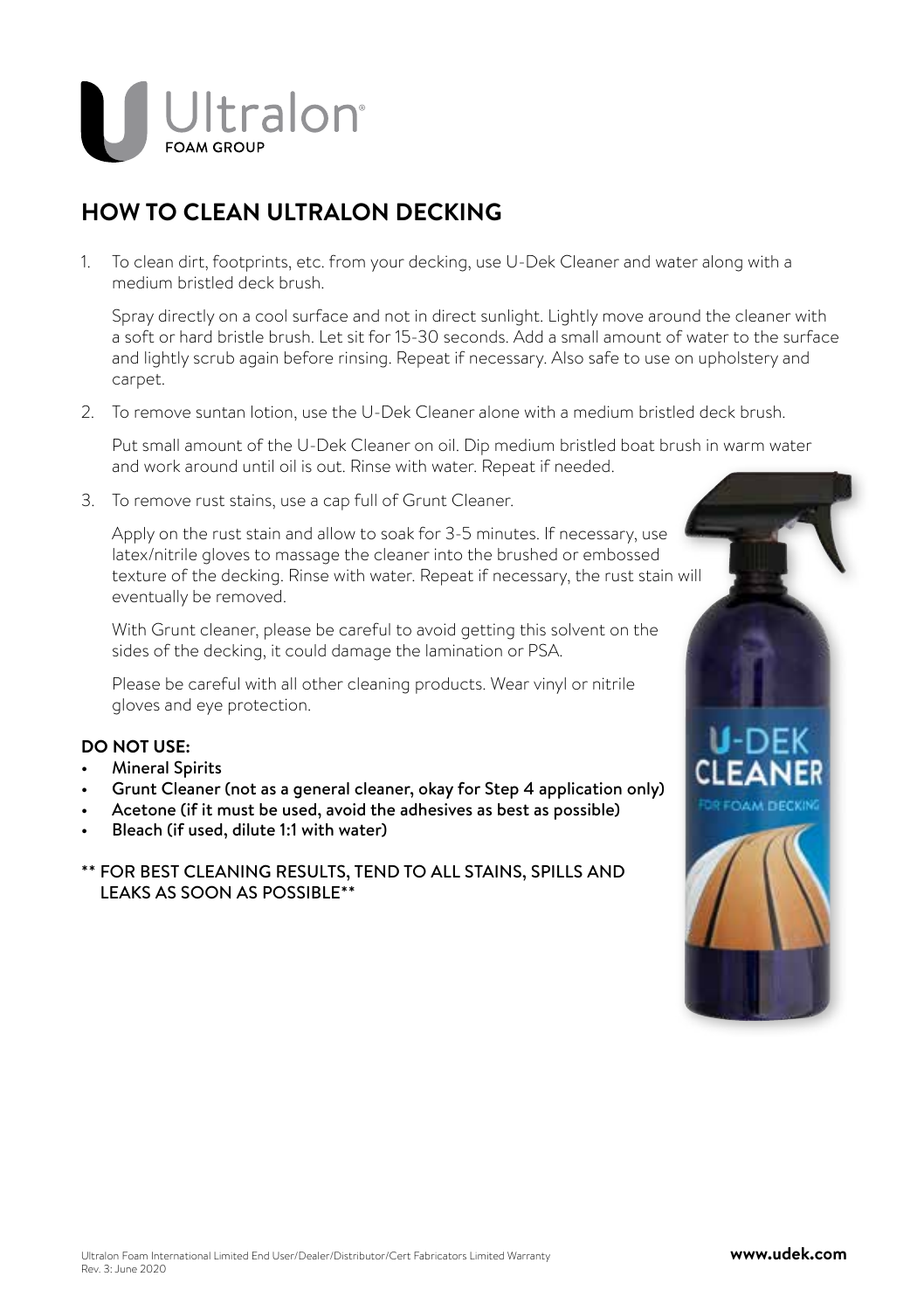# HOW TO CLEAN ULTRALON DECKING

1. To clean dirt, footprints, etc. from your decking, use U-Dek Cleaner and water along with a medium bristled deck brush.

   Spray directly on a cool surface and not in direct sunlight. Lightly move around the cleaner with a soft or hard bristle brush. Let sit for 15-30 seconds. Add a small amount of water to the surface and lightly scrub again before rinsing. Repeat if necessary. Also safe to use on upholstery and carpet.

2. To remove suntan lotion, use the U-Dek Cleaner alone with a medium bristled deck brush.

   Put small amount of the U-Dek Cleaner on oil. Dip medium bristled boat brush in warm water and work around until oil is out. Rinse with water. Repeat if needed.

3. To remove rust stains, use a cap full of Grunt Cleaner.

   Apply on the rust stain and allow to soak for 3-5 minutes. If necessary, use latex/nitrile gloves to massage the cleaner into the brushed or embossed texture of the decking. Rinse with water. Repeat if necessary, the rust stain will eventually be removed.

   With Grunt cleaner, please be careful to avoid getting this solvent on the sides of the decking, it could damage the lamination or PSA.

   Please be careful with all other cleaning products. Wear vinyl or nitrile gloves and eye protection.

**DO NOT USE:**

- Mineral Spirits
- Grunt Cleaner (not as a general cleaner, okay for Step 4 application only)
- Acetone (if it must be used, avoid the adhesives as best as possible)
- Bleach (if used, dilute 1:1 with water)

** FOR BEST CLEANING RESULTS, TEND TO ALL STAINS, SPILLS AND LEAKS AS SOON AS POSSIBLE**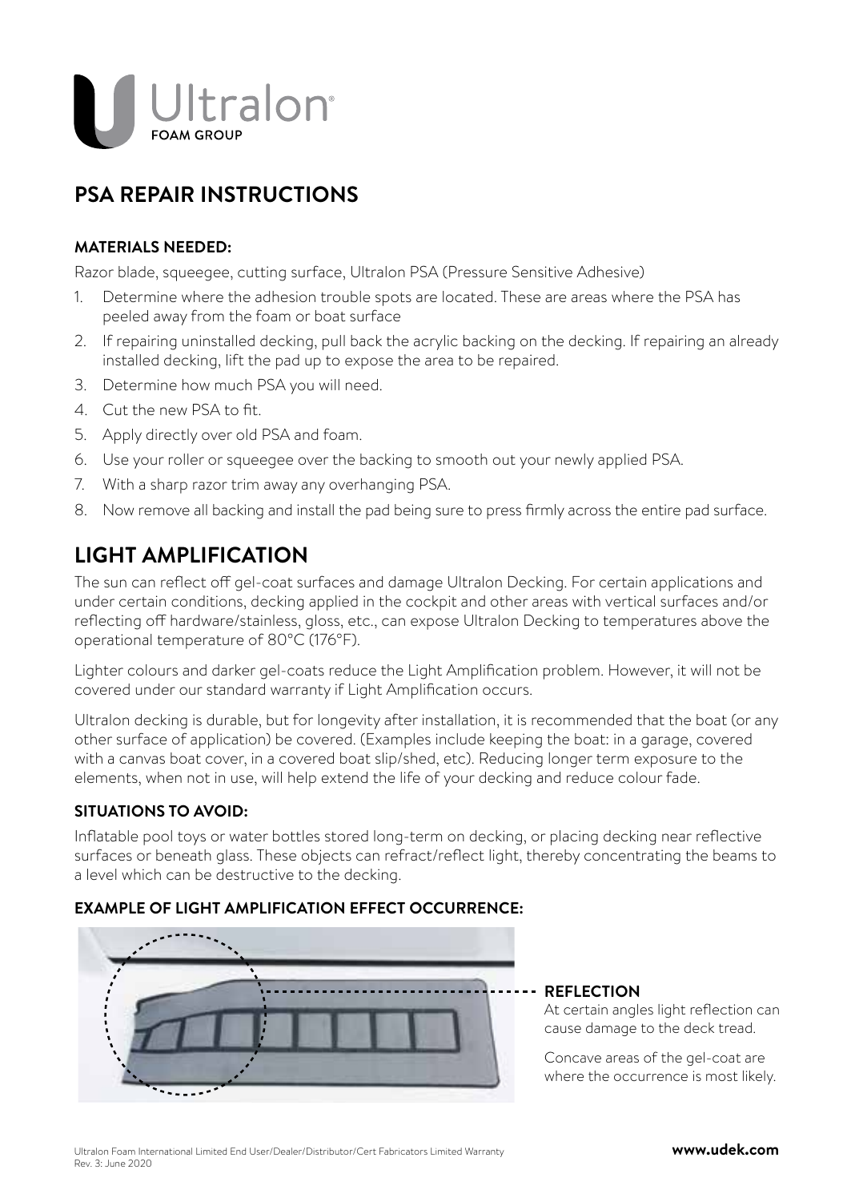# PSA REPAIR INSTRUCTIONS

### MATERIALS NEEDED:

Razor blade, squeegee, cutting surface, Ultralon PSA (Pressure Sensitive Adhesive)

1. Determine where the adhesion trouble spots are located. These are areas where the PSA has peeled away from the foam or boat surface
2. If repairing uninstalled decking, pull back the acrylic backing on the decking. If repairing an already installed decking, lift the pad up to expose the area to be repaired.
3. Determine how much PSA you will need.
4. Cut the new PSA to fit.
5. Apply directly over old PSA and foam.
6. Use your roller or squeegee over the backing to smooth out your newly applied PSA.
7. With a sharp razor trim away any overhanging PSA.
8. Now remove all backing and install the pad being sure to press firmly across the entire pad surface.

# LIGHT AMPLIFICATION

The sun can reflect off gel-coat surfaces and damage Ultralon Decking. For certain applications and under certain conditions, decking applied in the cockpit and other areas with vertical surfaces and/or reflecting off hardware/stainless, gloss, etc., can expose Ultralon Decking to temperatures above the operational temperature of 80°C (176°F).

Lighter colours and darker gel-coats reduce the Light Amplification problem. However, it will not be covered under our standard warranty if Light Amplification occurs.

Ultralon decking is durable, but for longevity after installation, it is recommended that the boat (or any other surface of application) be covered. (Examples include keeping the boat: in a garage, covered with a canvas boat cover, in a covered boat slip/shed, etc). Reducing longer term exposure to the elements, when not in use, will help extend the life of your decking and reduce colour fade.

### SITUATIONS TO AVOID:

Inflatable pool toys or water bottles stored long-term on decking, or placing decking near reflective surfaces or beneath glass. These objects can refract/reflect light, thereby concentrating the beams to a level which can be destructive to the decking.

### EXAMPLE OF LIGHT AMPLIFICATION EFFECT OCCURRENCE:

**REFLECTION**

At certain angles light reflection can cause damage to the deck tread.

Concave areas of the gel-coat are where the occurrence is most likely.

Ultralon Foam International Limited End User/Dealer/Distributor/Cert Fabricators Limited Warranty
Rev. 3: June 2020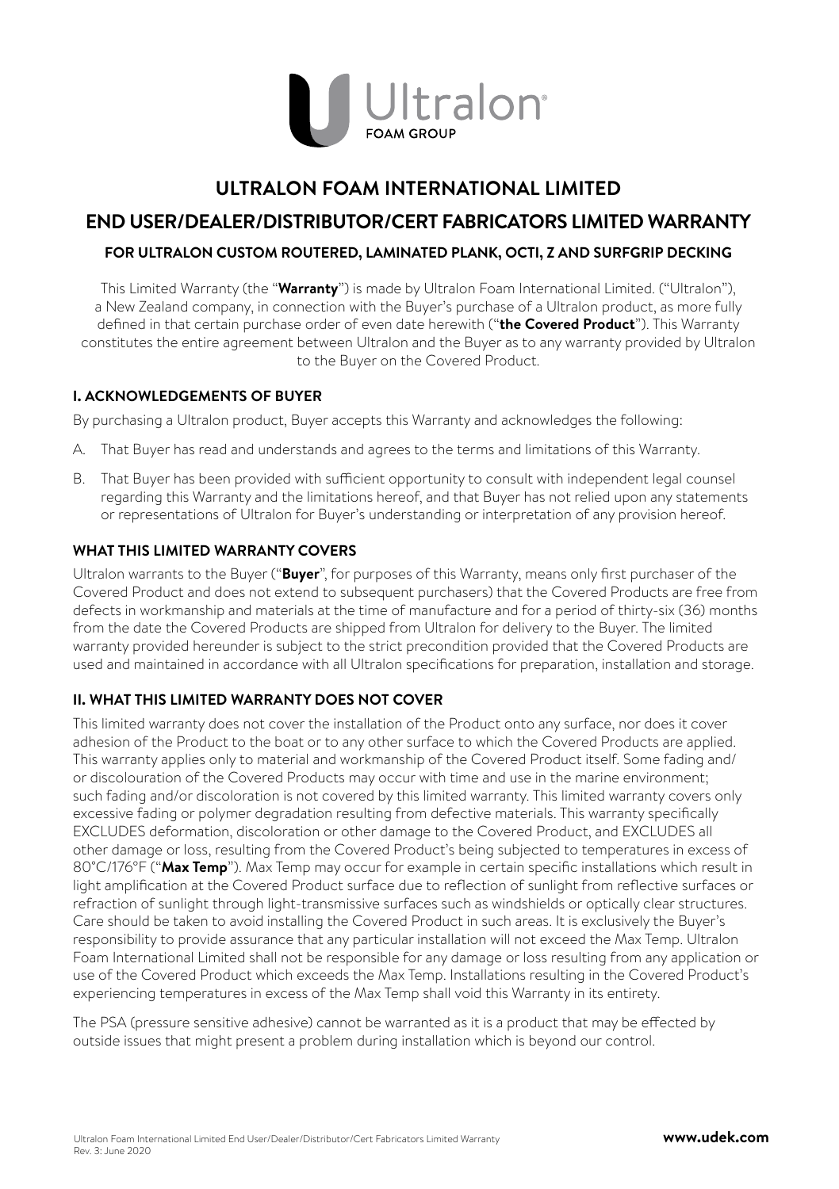# ULTRALON FOAM INTERNATIONAL LIMITED

## END USER/DEALER/DISTRIBUTOR/CERT FABRICATORS LIMITED WARRANTY

### FOR ULTRALON CUSTOM ROUTERED, LAMINATED PLANK, OCTI, Z AND SURFGRIP DECKING

This Limited Warranty (the "**Warranty**") is made by Ultralon Foam International Limited. ("Ultralon"), a New Zealand company, in connection with the Buyer's purchase of a Ultralon product, as more fully defined in that certain purchase order of even date herewith ("**the Covered Product**"). This Warranty constitutes the entire agreement between Ultralon and the Buyer as to any warranty provided by Ultralon to the Buyer on the Covered Product.

### I. ACKNOWLEDGEMENTS OF BUYER

By purchasing a Ultralon product, Buyer accepts this Warranty and acknowledges the following:

A. That Buyer has read and understands and agrees to the terms and limitations of this Warranty.

B. That Buyer has been provided with sufficient opportunity to consult with independent legal counsel regarding this Warranty and the limitations hereof, and that Buyer has not relied upon any statements or representations of Ultralon for Buyer's understanding or interpretation of any provision hereof.

### WHAT THIS LIMITED WARRANTY COVERS

Ultralon warrants to the Buyer ("**Buyer**", for purposes of this Warranty, means only first purchaser of the Covered Product and does not extend to subsequent purchasers) that the Covered Products are free from defects in workmanship and materials at the time of manufacture and for a period of thirty-six (36) months from the date the Covered Products are shipped from Ultralon for delivery to the Buyer. The limited warranty provided hereunder is subject to the strict precondition provided that the Covered Products are used and maintained in accordance with all Ultralon specifications for preparation, installation and storage.

### II. WHAT THIS LIMITED WARRANTY DOES NOT COVER

This limited warranty does not cover the installation of the Product onto any surface, nor does it cover adhesion of the Product to the boat or to any other surface to which the Covered Products are applied. This warranty applies only to material and workmanship of the Covered Product itself. Some fading and/or discolouration of the Covered Products may occur with time and use in the marine environment; such fading and/or discoloration is not covered by this limited warranty. This limited warranty covers only excessive fading or polymer degradation resulting from defective materials. This warranty specifically EXCLUDES deformation, discoloration or other damage to the Covered Product, and EXCLUDES all other damage or loss, resulting from the Covered Product's being subjected to temperatures in excess of 80°C/176°F ("**Max Temp**"). Max Temp may occur for example in certain specific installations which result in light amplification at the Covered Product surface due to reflection of sunlight from reflective surfaces or refraction of sunlight through light-transmissive surfaces such as windshields or optically clear structures. Care should be taken to avoid installing the Covered Product in such areas. It is exclusively the Buyer's responsibility to provide assurance that any particular installation will not exceed the Max Temp. Ultralon Foam International Limited shall not be responsible for any damage or loss resulting from any application or use of the Covered Product which exceeds the Max Temp. Installations resulting in the Covered Product's experiencing temperatures in excess of the Max Temp shall void this Warranty in its entirety.

The PSA (pressure sensitive adhesive) cannot be warranted as it is a product that may be effected by outside issues that might present a problem during installation which is beyond our control.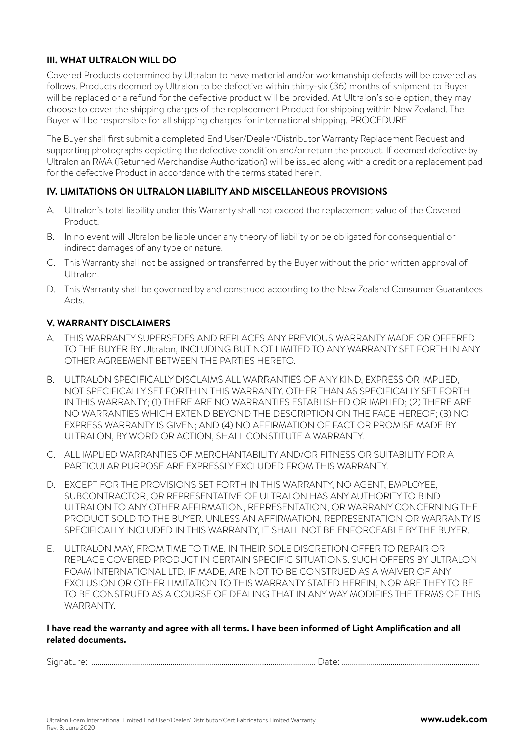### III. WHAT ULTRALON WILL DO

Covered Products determined by Ultralon to have material and/or workmanship defects will be covered as follows. Products deemed by Ultralon to be defective within thirty-six (36) months of shipment to Buyer will be replaced or a refund for the defective product will be provided. At Ultralon's sole option, they may choose to cover the shipping charges of the replacement Product for shipping within New Zealand. The Buyer will be responsible for all shipping charges for international shipping. PROCEDURE

The Buyer shall first submit a completed End User/Dealer/Distributor Warranty Replacement Request and supporting photographs depicting the defective condition and/or return the product. If deemed defective by Ultralon an RMA (Returned Merchandise Authorization) will be issued along with a credit or a replacement pad for the defective Product in accordance with the terms stated herein.

### IV. LIMITATIONS ON ULTRALON LIABILITY AND MISCELLANEOUS PROVISIONS

A. Ultralon's total liability under this Warranty shall not exceed the replacement value of the Covered Product.

B. In no event will Ultralon be liable under any theory of liability or be obligated for consequential or indirect damages of any type or nature.

C. This Warranty shall not be assigned or transferred by the Buyer without the prior written approval of Ultralon.

D. This Warranty shall be governed by and construed according to the New Zealand Consumer Guarantees Acts.

### V. WARRANTY DISCLAIMERS

A. THIS WARRANTY SUPERSEDES AND REPLACES ANY PREVIOUS WARRANTY MADE OR OFFERED TO THE BUYER BY Ultralon, INCLUDING BUT NOT LIMITED TO ANY WARRANTY SET FORTH IN ANY OTHER AGREEMENT BETWEEN THE PARTIES HERETO.

B. ULTRALON SPECIFICALLY DISCLAIMS ALL WARRANTIES OF ANY KIND, EXPRESS OR IMPLIED, NOT SPECIFICALLY SET FORTH IN THIS WARRANTY. OTHER THAN AS SPECIFICALLY SET FORTH IN THIS WARRANTY; (1) THERE ARE NO WARRANTIES ESTABLISHED OR IMPLIED; (2) THERE ARE NO WARRANTIES WHICH EXTEND BEYOND THE DESCRIPTION ON THE FACE HEREOF; (3) NO EXPRESS WARRANTY IS GIVEN; AND (4) NO AFFIRMATION OF FACT OR PROMISE MADE BY ULTRALON, BY WORD OR ACTION, SHALL CONSTITUTE A WARRANTY.

C. ALL IMPLIED WARRANTIES OF MERCHANTABILITY AND/OR FITNESS OR SUITABILITY FOR A PARTICULAR PURPOSE ARE EXPRESSLY EXCLUDED FROM THIS WARRANTY.

D. EXCEPT FOR THE PROVISIONS SET FORTH IN THIS WARRANTY, NO AGENT, EMPLOYEE, SUBCONTRACTOR, OR REPRESENTATIVE OF ULTRALON HAS ANY AUTHORITY TO BIND ULTRALON TO ANY OTHER AFFIRMATION, REPRESENTATION, OR WARRANY CONCERNING THE PRODUCT SOLD TO THE BUYER. UNLESS AN AFFIRMATION, REPRESENTATION OR WARRANTY IS SPECIFICALLY INCLUDED IN THIS WARRANTY, IT SHALL NOT BE ENFORCEABLE BY THE BUYER.

E. ULTRALON MAY, FROM TIME TO TIME, IN THEIR SOLE DISCRETION OFFER TO REPAIR OR REPLACE COVERED PRODUCT IN CERTAIN SPECIFIC SITUATIONS. SUCH OFFERS BY ULTRALON FOAM INTERNATIONAL LTD, IF MADE, ARE NOT TO BE CONSTRUED AS A WAIVER OF ANY EXCLUSION OR OTHER LIMITATION TO THIS WARRANTY STATED HEREIN, NOR ARE THEY TO BE TO BE CONSTRUED AS A COURSE OF DEALING THAT IN ANY WAY MODIFIES THE TERMS OF THIS WARRANTY.

**I have read the warranty and agree with all terms. I have been informed of Light Amplification and all related documents.**

Signature: .............................................................................................................. Date: ....................................................................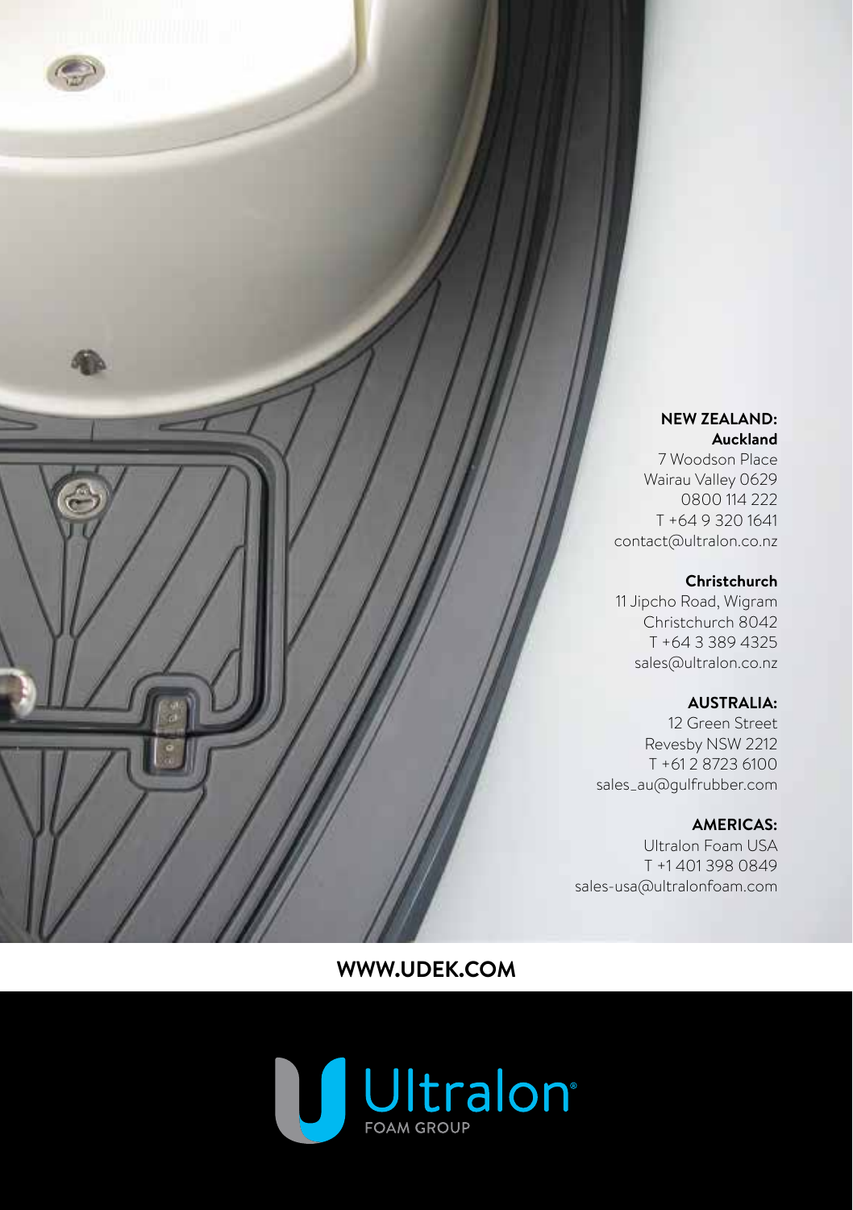**NEW ZEALAND:**
**Auckland**
7 Woodson Place
Wairau Valley 0629
0800 114 222
T +64 9 320 1641
contact@ultralon.co.nz

**Christchurch**
11 Jipcho Road, Wigram
Christchurch 8042
T +64 3 389 4325
sales@ultralon.co.nz

**AUSTRALIA:**
12 Green Street
Revesby NSW 2212
T +61 2 8723 6100
sales_au@gulfrubber.com

**AMERICAS:**
Ultralon Foam USA
T +1 401 398 0849
sales-usa@ultralonfoam.com

**WWW.UDEK.COM**

Ultralon® FOAM GROUP